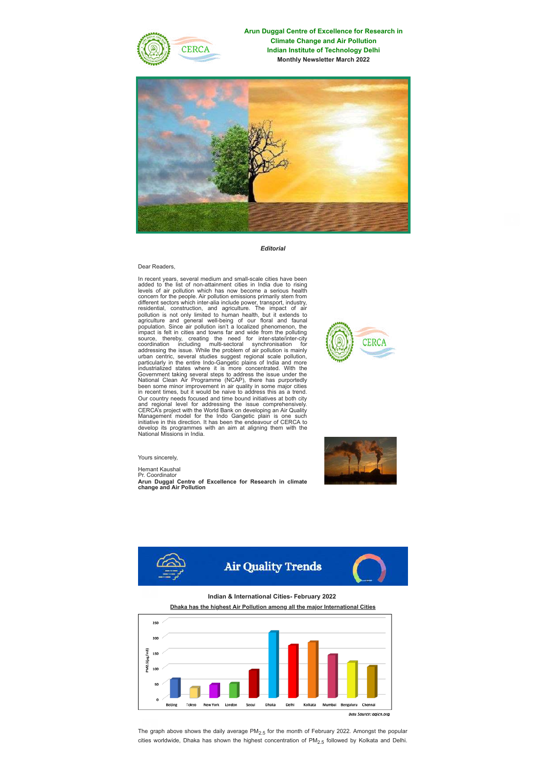**Arun Duggal Centre of Excellence for Research in Climate Change and Air Pollution**
**Indian Institute of Technology Delhi**
**Monthly Newsletter March 2022**

***Editorial***

Dear Readers,

In recent years, several medium and small-scale cities have been added to the list of non-attainment cities in India due to rising levels of air pollution which has now become a serious health concern for the people. Air pollution emissions primarily stem from different sectors which inter-alia include power, transport, industry, residential, construction, and agriculture. The impact of air pollution is not only limited to human health, but it extends to agriculture and general well-being of our floral and faunal population. Since air pollution isn't a localized phenomenon, the impact is felt in cities and towns far and wide from the polluting source, thereby, creating the need for inter-state/inter-city coordination including multi-sectoral synchronisation for addressing the issue. While the problem of air pollution is mainly urban centric, several studies suggest regional scale pollution, particularly in the entire Indo-Gangetic plains of India and more industrialized states where it is more concentrated. With the Government taking several steps to address the issue under the National Clean Air Programme (NCAP), there has purportedly been some minor improvement in air quality in some major cities in recent times, but it would be naive to address this as a trend. Our country needs focused and time bound initiatives at both city and regional level for addressing the issue comprehensively. CERCA's project with the World Bank on developing an Air Quality Management model for the Indo Gangetic plain is one such initiative in this direction. It has been the endeavour of CERCA to develop its programmes with an aim at aligning them with the National Missions in India.

Yours sincerely,

Hemant Kaushal
Pr. Coordinator
**Arun Duggal Centre of Excellence for Research in climate change and Air Pollution**

## Air Quality Trends

**Indian & International Cities- February 2022**

**Dhaka has the highest Air Pollution among all the major International Cities**

*Data Source: aqicn.org*

The graph above shows the daily average $PM_{2.5}$ for the month of February 2022. Amongst the popular cities worldwide, Dhaka has shown the highest concentration of $PM_{2.5}$ followed by Kolkata and Delhi.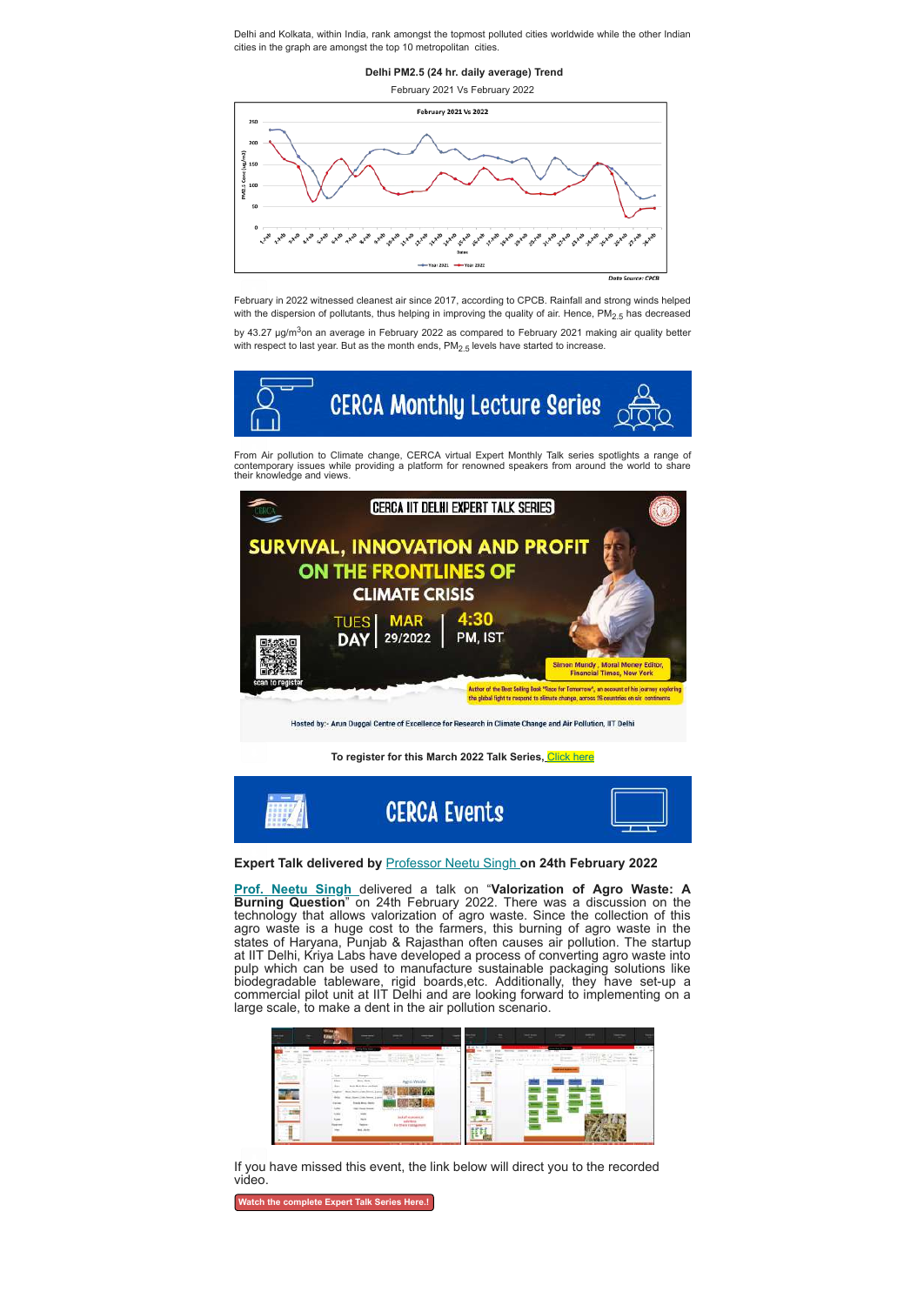Delhi and Kolkata, within India, rank amongst the topmost polluted cities worldwide while the other Indian cities in the graph are amongst the top 10 metropolitan cities.

**Delhi PM2.5 (24 hr. daily average) Trend**

February 2021 Vs February 2022

*Data Source: CPCB*

February in 2022 witnessed cleanest air since 2017, according to CPCB. Rainfall and strong winds helped with the dispersion of pollutants, thus helping in improving the quality of air. Hence, $PM_{2.5}$ has decreased by 43.27 μg/m$^3$on an average in February 2022 as compared to February 2021 making air quality better with respect to last year. But as the month ends, $PM_{2.5}$ levels have started to increase.

## CERCA Monthly Lecture Series

From Air pollution to Climate change, CERCA virtual Expert Monthly Talk series spotlights a range of contemporary issues while providing a platform for renowned speakers from around the world to share their knowledge and views.

**CERCA IIT DELHI EXPERT TALK SERIES**

**SURVIVAL, INNOVATION AND PROFIT ON THE FRONTLINES OF CLIMATE CRISIS**

TUESDAY | MAR 29/2022 | 4:30 PM, IST

scan to register

Simon Mundy , Moral Money Editor, Financial Times, New York

Author of the Best Selling Book "Race for Tomorrow", an account of his journey exploring the global fight to respond to climate change, across 26 countries on six continents

Hosted by:- Arun Duggal Centre of Excellence for Research in Climate Change and Air Pollution, IIT Delhi

**To register for this March 2022 Talk Series,** Click here

## CERCA Events

**Expert Talk delivered by** Professor Neetu Singh **on 24th February 2022**

**Prof. Neetu Singh** delivered a talk on "**Valorization of Agro Waste: A Burning Question**" on 24th February 2022. There was a discussion on the technology that allows valorization of agro waste. Since the collection of this agro waste is a huge cost to the farmers, this burning of agro waste in the states of Haryana, Punjab & Rajasthan often causes air pollution. The startup at IIT Delhi, Kriya Labs have developed a process of converting agro waste into pulp which can be used to manufacture sustainable packaging solutions like biodegradable tableware, rigid boards,etc. Additionally, they have set-up a commercial pilot unit at IIT Delhi and are looking forward to implementing on a large scale, to make a dent in the air pollution scenario.

If you have missed this event, the link below will direct you to the recorded video.

**Watch the complete Expert Talk Series Here.!**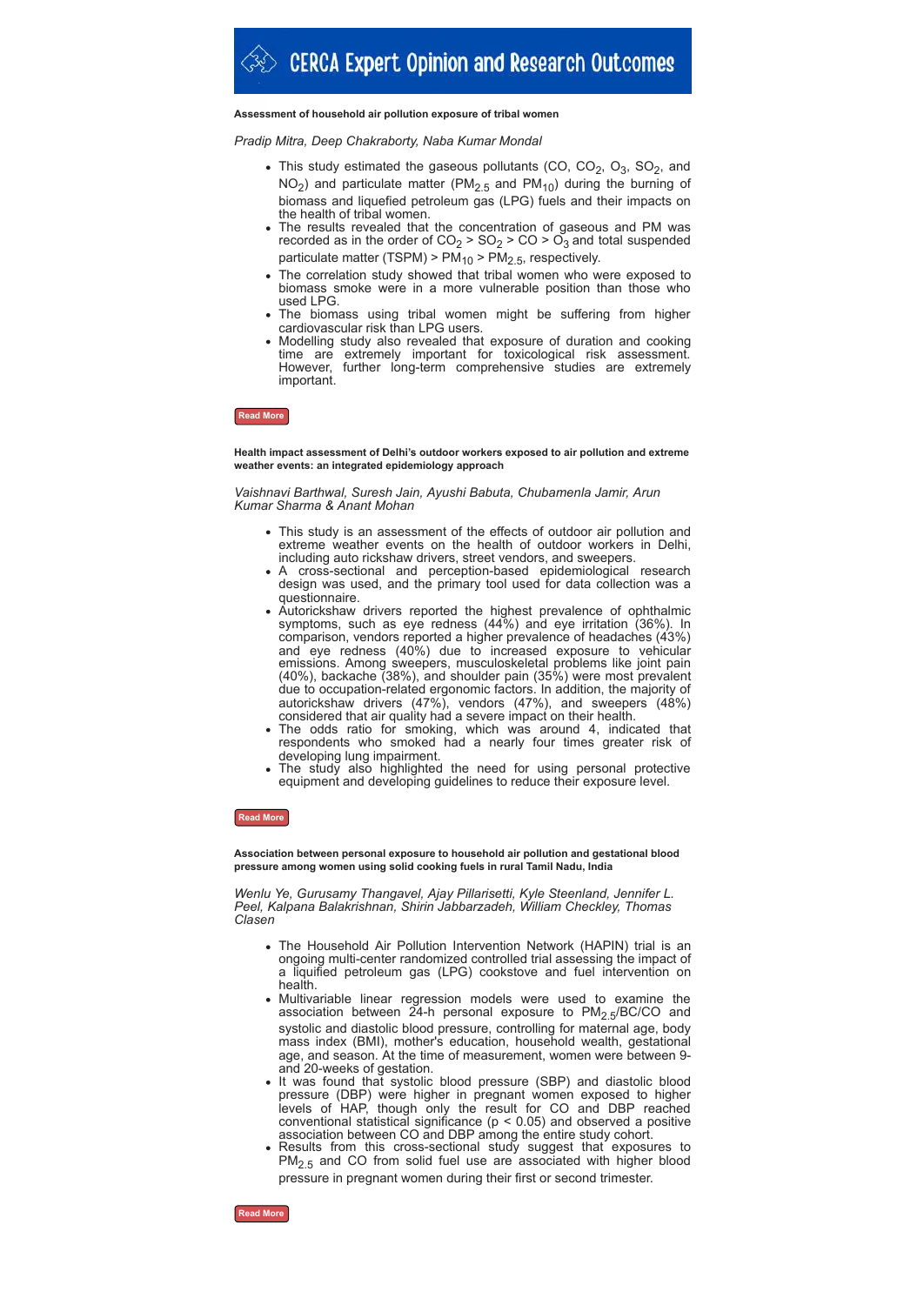# CERCA Expert Opinion and Research Outcomes

**Assessment of household air pollution exposure of tribal women**

*Pradip Mitra, Deep Chakraborty, Naba Kumar Mondal*

- This study estimated the gaseous pollutants (CO, $CO_2$, $O_3$, $SO_2$, and $NO_2$) and particulate matter ($PM_{2.5}$ and $PM_{10}$) during the burning of biomass and liquefied petroleum gas (LPG) fuels and their impacts on the health of tribal women.
- The results revealed that the concentration of gaseous and PM was recorded as in the order of $CO_2$ > $SO_2$ > CO > $O_3$ and total suspended particulate matter (TSPM) > $PM_{10}$ > $PM_{2.5}$, respectively.
- The correlation study showed that tribal women who were exposed to biomass smoke were in a more vulnerable position than those who used LPG.
- The biomass using tribal women might be suffering from higher cardiovascular risk than LPG users.
- Modelling study also revealed that exposure of duration and cooking time are extremely important for toxicological risk assessment. However, further long-term comprehensive studies are extremely important.

Read More

**Health impact assessment of Delhi's outdoor workers exposed to air pollution and extreme weather events: an integrated epidemiology approach**

*Vaishnavi Barthwal, Suresh Jain, Ayushi Babuta, Chubamenla Jamir, Arun Kumar Sharma & Anant Mohan*

- This study is an assessment of the effects of outdoor air pollution and extreme weather events on the health of outdoor workers in Delhi, including auto rickshaw drivers, street vendors, and sweepers.
- A cross-sectional and perception-based epidemiological research design was used, and the primary tool used for data collection was a questionnaire.
- Autorickshaw drivers reported the highest prevalence of ophthalmic symptoms, such as eye redness (44%) and eye irritation (36%). In comparison, vendors reported a higher prevalence of headaches (43%) and eye redness (40%) due to increased exposure to vehicular emissions. Among sweepers, musculoskeletal problems like joint pain (40%), backache (38%), and shoulder pain (35%) were most prevalent due to occupation-related ergonomic factors. In addition, the majority of autorickshaw drivers (47%), vendors (47%), and sweepers (48%) considered that air quality had a severe impact on their health.
- The odds ratio for smoking, which was around 4, indicated that respondents who smoked had a nearly four times greater risk of developing lung impairment.
- The study also highlighted the need for using personal protective equipment and developing guidelines to reduce their exposure level.

Read More

**Association between personal exposure to household air pollution and gestational blood pressure among women using solid cooking fuels in rural Tamil Nadu, India**

*Wenlu Ye, Gurusamy Thangavel, Ajay Pillarisetti, Kyle Steenland, Jennifer L. Peel, Kalpana Balakrishnan, Shirin Jabbarzadeh, William Checkley, Thomas Clasen*

- The Household Air Pollution Intervention Network (HAPIN) trial is an ongoing multi-center randomized controlled trial assessing the impact of a liquified petroleum gas (LPG) cookstove and fuel intervention on health.
- Multivariable linear regression models were used to examine the association between 24-h personal exposure to $PM_{2.5}$/BC/CO and systolic and diastolic blood pressure, controlling for maternal age, body mass index (BMI), mother's education, household wealth, gestational age, and season. At the time of measurement, women were between 9- and 20-weeks of gestation.
- It was found that systolic blood pressure (SBP) and diastolic blood pressure (DBP) were higher in pregnant women exposed to higher levels of HAP, though only the result for CO and DBP reached conventional statistical significance ($p < 0.05$) and observed a positive association between CO and DBP among the entire study cohort.
- Results from this cross-sectional study suggest that exposures to $PM_{2.5}$ and CO from solid fuel use are associated with higher blood pressure in pregnant women during their first or second trimester.

Read More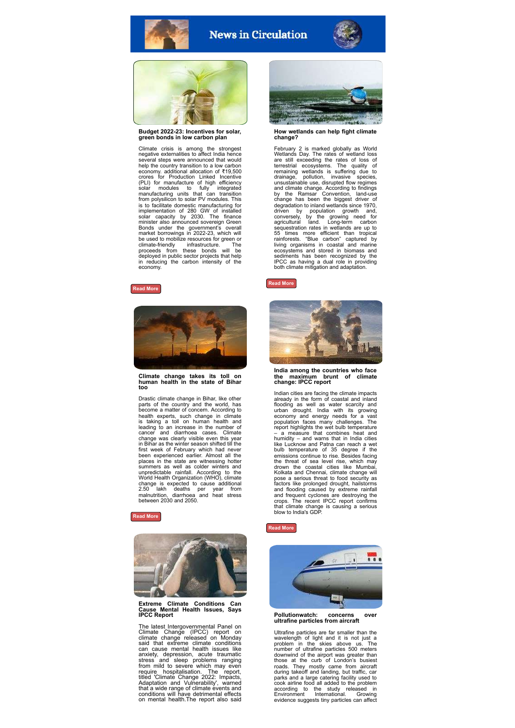# News in Circulation

### Budget 2022-23: Incentives for solar, green bonds in low carbon plan

Climate crisis is among the strongest negative externalities to affect India hence several steps were announced that would help the country transition to a low carbon economy. additional allocation of ₹19,500 crores for Production Linked Incentive (PLI) for manufacture of high efficiency solar modules to fully integrated manufacturing units that can transition from polysilicon to solar PV modules. This is to facilitate domestic manufacturing for implementation of 280 GW of installed solar capacity by 2030. The finance minister also announced sovereign Green Bonds under the government's overall market borrowings in 2022-23, which will be used to mobilize resources for green or climate-friendly infrastructure. The proceeds from these bonds will be deployed in public sector projects that help in reducing the carbon intensity of the economy.

Read More

### How wetlands can help fight climate change?

February 2 is marked globally as World Wetlands Day. The rates of wetland loss are still exceeding the rates of loss of terrestrial ecosystems. The quality of remaining wetlands is suffering due to drainage, pollution, invasive species, unsustainable use, disrupted flow regimes and climate change. According to findings by the Ramsar Convention, land-use change has been the biggest driver of degradation to inland wetlands since 1970, driven by population growth and, conversely, by the growing need for agricultural land. Long-term carbon sequestration rates in wetlands are up to 55 times more efficient than tropical rainforests. "Blue carbon" captured by living organisms in coastal and marine ecosystems and stored in biomass and sediments has been recognized by the IPCC as having a dual role in providing both climate mitigation and adaptation.

Read More

### Climate change takes its toll on human health in the state of Bihar too

Drastic climate change in Bihar, like other parts of the country and the world, has become a matter of concern. According to health experts, such change in climate is taking a toll on human health and leading to an increase in the number of cancer and diarrhoea cases. Climate change was clearly visible even this year in Bihar as the winter season shifted till the first week of February which had never been experienced earlier. Almost all the places in the state are witnessing hotter summers as well as colder winters and unpredictable rainfall. According to the World Health Organization (WHO), climate change is expected to cause additional 2.50 lakh deaths per year from malnutrition, diarrhoea and heat stress between 2030 and 2050.

Read More

### India among the countries who face the maximum brunt of climate change: IPCC report

Indian cities are facing the climate impacts already in the form of coastal and inland flooding as well as water scarcity and urban drought. India with its growing economy and energy needs for a vast population faces many challenges. The report highlights the wet bulb temperature – a measure that combines heat and humidity – and warns that in India cities like Lucknow and Patna can reach a wet bulb temperature of 35 degree if the emissions continue to rise. Besides facing the threat of sea level rise, which may drown the coastal cities like Mumbai, Kolkata and Chennai, climate change will pose a serious threat to food security as factors like prolonged drought, hailstorms and flooding caused by extreme rainfall and frequent cyclones are destroying the crops. The recent IPCC report confirms that climate change is causing a serious blow to India's GDP.

Read More

### Extreme Climate Conditions Can Cause Mental Health Issues, Says IPCC Report

The latest Intergovernmental Panel on Climate Change (IPCC) report on climate change released on Monday said that extreme climate conditions can cause mental health issues like anxiety, depression, acute traumatic stress and sleep problems ranging from mild to severe which may even require hospitalisation. The report, titled 'Climate Change 2022: Impacts, Adaptation and Vulnerability', warned that a wide range of climate events and conditions will have detrimental effects on mental health.The report also said

### Pollutionwatch: concerns over ultrafine particles from aircraft

Ultrafine particles are far smaller than the wavelength of light and it is not just a problem in the skies above us. The number of ultrafine particles 500 meters downwind of the airport was greater than those at the curb of London's busiest roads. They mostly came from aircraft during takeoff and landing, but traffic, car parks and a large catering facility used to cook airline food all added to the problem according to the study released in Environment International. Growing evidence suggests tiny particles can affect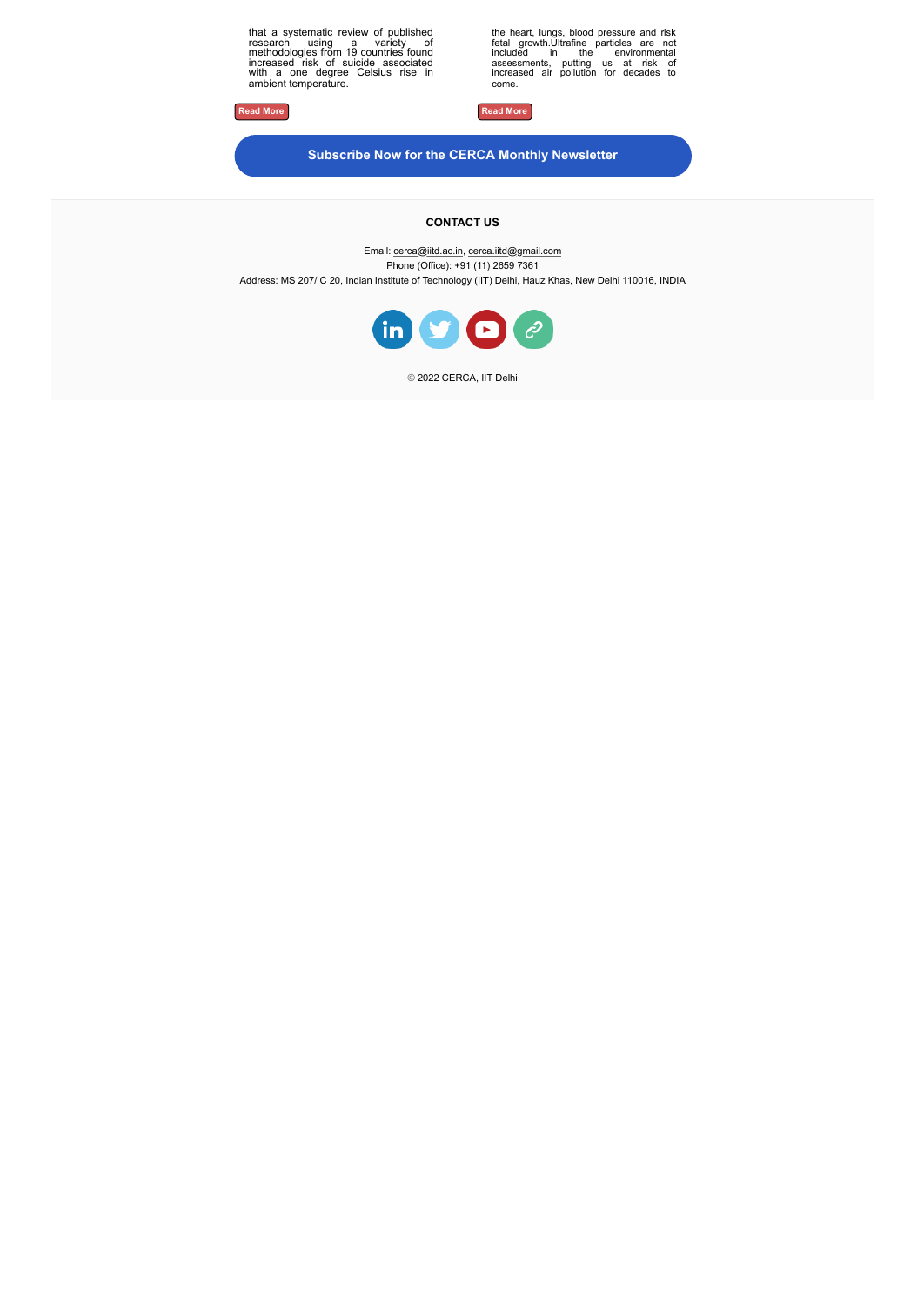that a systematic review of published research using a variety of methodologies from 19 countries found increased risk of suicide associated with a one degree Celsius rise in ambient temperature.

Read More

the heart, lungs, blood pressure and risk fetal growth.Ultrafine particles are not included in the environmental assessments, putting us at risk of increased air pollution for decades to come.

Read More

**Subscribe Now for the CERCA Monthly Newsletter**

**CONTACT US**

Email: cerca@iitd.ac.in, cerca.iitd@gmail.com
Phone (Office): +91 (11) 2659 7361
Address: MS 207/ C 20, Indian Institute of Technology (IIT) Delhi, Hauz Khas, New Delhi 110016, INDIA

© 2022 CERCA, IIT Delhi